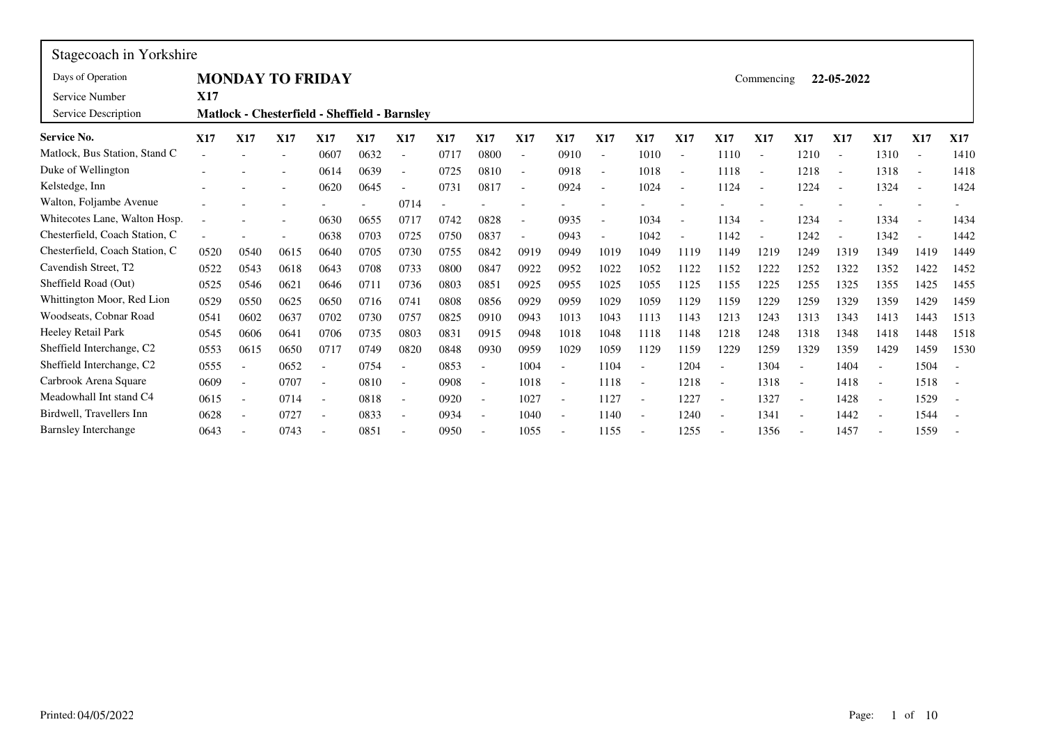| Stagecoach in Yorkshire | | | | | | | | | | | | | | | | | | | | |
|---|---|---|---|---|---|---|---|---|---|---|---|---|---|---|---|---|---|---|---|---|
| Days of Operation | **MONDAY TO FRIDAY** | | | | | | | | | | | | | | Commencing | **22-05-2022** | | | | |
| Service Number | **X17** | | | | | | | | | | | | | | | | | | | |
| Service Description | **Matlock - Chesterfield - Sheffield - Barnsley** | | | | | | | | | | | | | | | | | | | |

| **Service No.** | **X17** | **X17** | **X17** | **X17** | **X17** | **X17** | **X17** | **X17** | **X17** | **X17** | **X17** | **X17** | **X17** | **X17** | **X17** | **X17** | **X17** | **X17** | **X17** | **X17** |
|---|---|---|---|---|---|---|---|---|---|---|---|---|---|---|---|---|---|---|---|---|
| Matlock, Bus Station, Stand C | - | - | - | 0607 | 0632 | - | 0717 | 0800 | - | 0910 | - | 1010 | - | 1110 | - | 1210 | - | 1310 | - | 1410 |
| Duke of Wellington | - | - | - | 0614 | 0639 | - | 0725 | 0810 | - | 0918 | - | 1018 | - | 1118 | - | 1218 | - | 1318 | - | 1418 |
| Kelstedge, Inn | - | - | - | 0620 | 0645 | - | 0731 | 0817 | - | 0924 | - | 1024 | - | 1124 | - | 1224 | - | 1324 | - | 1424 |
| Walton, Foljambe Avenue | - | - | - | - | - | 0714 | - | - | - | - | - | - | - | - | - | - | - | - | - | - |
| Whitecotes Lane, Walton Hosp. | - | - | - | 0630 | 0655 | 0717 | 0742 | 0828 | - | 0935 | - | 1034 | - | 1134 | - | 1234 | - | 1334 | - | 1434 |
| Chesterfield, Coach Station, C | - | - | - | 0638 | 0703 | 0725 | 0750 | 0837 | - | 0943 | - | 1042 | - | 1142 | - | 1242 | - | 1342 | - | 1442 |
| Chesterfield, Coach Station, C | 0520 | 0540 | 0615 | 0640 | 0705 | 0730 | 0755 | 0842 | 0919 | 0949 | 1019 | 1049 | 1119 | 1149 | 1219 | 1249 | 1319 | 1349 | 1419 | 1449 |
| Cavendish Street, T2 | 0522 | 0543 | 0618 | 0643 | 0708 | 0733 | 0800 | 0847 | 0922 | 0952 | 1022 | 1052 | 1122 | 1152 | 1222 | 1252 | 1322 | 1352 | 1422 | 1452 |
| Sheffield Road (Out) | 0525 | 0546 | 0621 | 0646 | 0711 | 0736 | 0803 | 0851 | 0925 | 0955 | 1025 | 1055 | 1125 | 1155 | 1225 | 1255 | 1325 | 1355 | 1425 | 1455 |
| Whittington Moor, Red Lion | 0529 | 0550 | 0625 | 0650 | 0716 | 0741 | 0808 | 0856 | 0929 | 0959 | 1029 | 1059 | 1129 | 1159 | 1229 | 1259 | 1329 | 1359 | 1429 | 1459 |
| Woodseats, Cobnar Road | 0541 | 0602 | 0637 | 0702 | 0730 | 0757 | 0825 | 0910 | 0943 | 1013 | 1043 | 1113 | 1143 | 1213 | 1243 | 1313 | 1343 | 1413 | 1443 | 1513 |
| Heeley Retail Park | 0545 | 0606 | 0641 | 0706 | 0735 | 0803 | 0831 | 0915 | 0948 | 1018 | 1048 | 1118 | 1148 | 1218 | 1248 | 1318 | 1348 | 1418 | 1448 | 1518 |
| Sheffield Interchange, C2 | 0553 | 0615 | 0650 | 0717 | 0749 | 0820 | 0848 | 0930 | 0959 | 1029 | 1059 | 1129 | 1159 | 1229 | 1259 | 1329 | 1359 | 1429 | 1459 | 1530 |
| Sheffield Interchange, C2 | 0555 | - | 0652 | - | 0754 | - | 0853 | - | 1004 | - | 1104 | - | 1204 | - | 1304 | - | 1404 | - | 1504 | - |
| Carbrook Arena Square | 0609 | - | 0707 | - | 0810 | - | 0908 | - | 1018 | - | 1118 | - | 1218 | - | 1318 | - | 1418 | - | 1518 | - |
| Meadowhall Int stand C4 | 0615 | - | 0714 | - | 0818 | - | 0920 | - | 1027 | - | 1127 | - | 1227 | - | 1327 | - | 1428 | - | 1529 | - |
| Birdwell, Travellers Inn | 0628 | - | 0727 | - | 0833 | - | 0934 | - | 1040 | - | 1140 | - | 1240 | - | 1341 | - | 1442 | - | 1544 | - |
| Barnsley Interchange | 0643 | - | 0743 | - | 0851 | - | 0950 | - | 1055 | - | 1155 | - | 1255 | - | 1356 | - | 1457 | - | 1559 | - |

Printed: 04/05/2022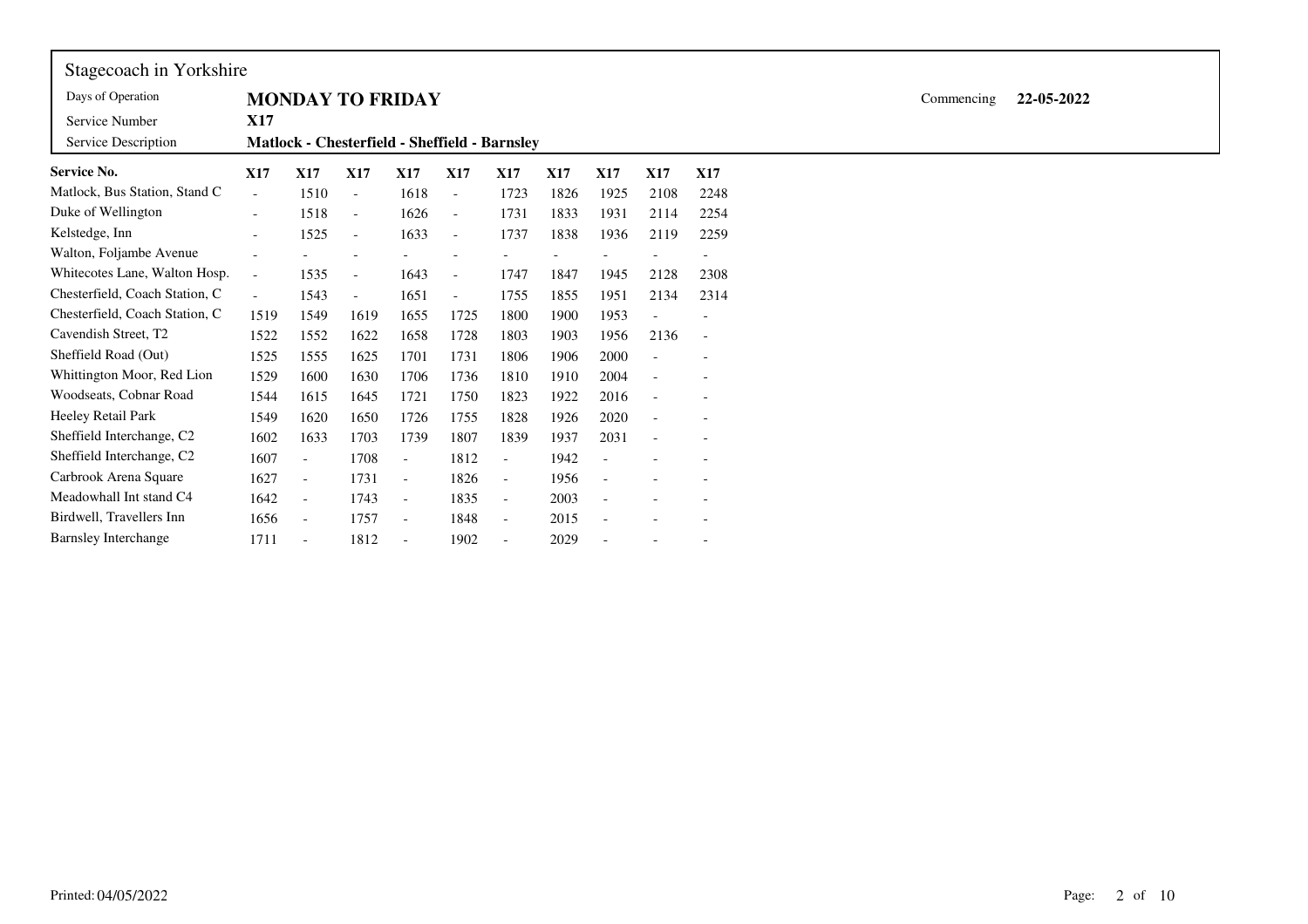Stagecoach in Yorkshire

| | | | |
|---|---|---|---|
| Days of Operation | **MONDAY TO FRIDAY** | Commencing | **22-05-2022** |
| Service Number | **X17** | | |
| Service Description | **Matlock - Chesterfield - Sheffield - Barnsley** | | |

| **Service No.** | **X17** | **X17** | **X17** | **X17** | **X17** | **X17** | **X17** | **X17** | **X17** | **X17** |
|---|---|---|---|---|---|---|---|---|---|---|
| Matlock, Bus Station, Stand C | - | 1510 | - | 1618 | - | 1723 | 1826 | 1925 | 2108 | 2248 |
| Duke of Wellington | - | 1518 | - | 1626 | - | 1731 | 1833 | 1931 | 2114 | 2254 |
| Kelstedge, Inn | - | 1525 | - | 1633 | - | 1737 | 1838 | 1936 | 2119 | 2259 |
| Walton, Foljambe Avenue | - | - | - | - | - | - | - | - | - | - |
| Whitecotes Lane, Walton Hosp. | - | 1535 | - | 1643 | - | 1747 | 1847 | 1945 | 2128 | 2308 |
| Chesterfield, Coach Station, C | - | 1543 | - | 1651 | - | 1755 | 1855 | 1951 | 2134 | 2314 |
| Chesterfield, Coach Station, C | 1519 | 1549 | 1619 | 1655 | 1725 | 1800 | 1900 | 1953 | - | - |
| Cavendish Street, T2 | 1522 | 1552 | 1622 | 1658 | 1728 | 1803 | 1903 | 1956 | 2136 | - |
| Sheffield Road (Out) | 1525 | 1555 | 1625 | 1701 | 1731 | 1806 | 1906 | 2000 | - | - |
| Whittington Moor, Red Lion | 1529 | 1600 | 1630 | 1706 | 1736 | 1810 | 1910 | 2004 | - | - |
| Woodseats, Cobnar Road | 1544 | 1615 | 1645 | 1721 | 1750 | 1823 | 1922 | 2016 | - | - |
| Heeley Retail Park | 1549 | 1620 | 1650 | 1726 | 1755 | 1828 | 1926 | 2020 | - | - |
| Sheffield Interchange, C2 | 1602 | 1633 | 1703 | 1739 | 1807 | 1839 | 1937 | 2031 | - | - |
| Sheffield Interchange, C2 | 1607 | - | 1708 | - | 1812 | - | 1942 | - | - | - |
| Carbrook Arena Square | 1627 | - | 1731 | - | 1826 | - | 1956 | - | - | - |
| Meadowhall Int stand C4 | 1642 | - | 1743 | - | 1835 | - | 2003 | - | - | - |
| Birdwell, Travellers Inn | 1656 | - | 1757 | - | 1848 | - | 2015 | - | - | - |
| Barnsley Interchange | 1711 | - | 1812 | - | 1902 | - | 2029 | - | - | - |

Printed: 04/05/2022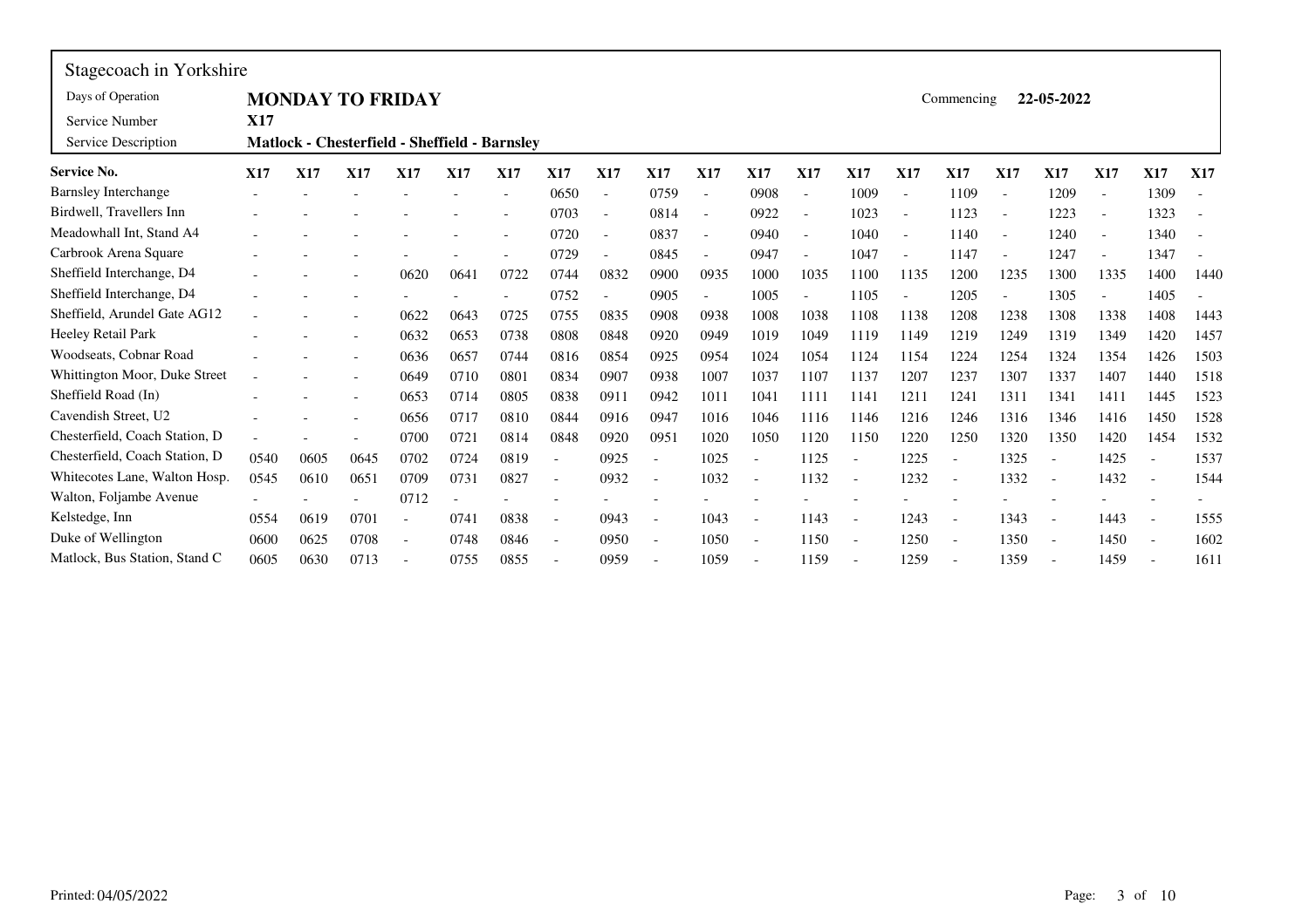Stagecoach in Yorkshire

| | |
|---|---|
| Days of Operation | **MONDAY TO FRIDAY** |
| Service Number | **X17** |
| Service Description | **Matlock - Chesterfield - Sheffield - Barnsley** |

Commencing **22-05-2022**

| **Service No.** | **X17** | **X17** | **X17** | **X17** | **X17** | **X17** | **X17** | **X17** | **X17** | **X17** | **X17** | **X17** | **X17** | **X17** | **X17** | **X17** | **X17** | **X17** | **X17** | **X17** |
|---|---|---|---|---|---|---|---|---|---|---|---|---|---|---|---|---|---|---|---|---|
| Barnsley Interchange | - | - | - | - | - | - | 0650 | - | 0759 | - | 0908 | - | 1009 | - | 1109 | - | 1209 | - | 1309 | - |
| Birdwell, Travellers Inn | - | - | - | - | - | - | 0703 | - | 0814 | - | 0922 | - | 1023 | - | 1123 | - | 1223 | - | 1323 | - |
| Meadowhall Int, Stand A4 | - | - | - | - | - | - | 0720 | - | 0837 | - | 0940 | - | 1040 | - | 1140 | - | 1240 | - | 1340 | - |
| Carbrook Arena Square | - | - | - | - | - | - | 0729 | - | 0845 | - | 0947 | - | 1047 | - | 1147 | - | 1247 | - | 1347 | - |
| Sheffield Interchange, D4 | - | - | - | 0620 | 0641 | 0722 | 0744 | 0832 | 0900 | 0935 | 1000 | 1035 | 1100 | 1135 | 1200 | 1235 | 1300 | 1335 | 1400 | 1440 |
| Sheffield Interchange, D4 | - | - | - | - | - | - | 0752 | - | 0905 | - | 1005 | - | 1105 | - | 1205 | - | 1305 | - | 1405 | - |
| Sheffield, Arundel Gate AG12 | - | - | - | 0622 | 0643 | 0725 | 0755 | 0835 | 0908 | 0938 | 1008 | 1038 | 1108 | 1138 | 1208 | 1238 | 1308 | 1338 | 1408 | 1443 |
| Heeley Retail Park | - | - | - | 0632 | 0653 | 0738 | 0808 | 0848 | 0920 | 0949 | 1019 | 1049 | 1119 | 1149 | 1219 | 1249 | 1319 | 1349 | 1420 | 1457 |
| Woodseats, Cobnar Road | - | - | - | 0636 | 0657 | 0744 | 0816 | 0854 | 0925 | 0954 | 1024 | 1054 | 1124 | 1154 | 1224 | 1254 | 1324 | 1354 | 1426 | 1503 |
| Whittington Moor, Duke Street | - | - | - | 0649 | 0710 | 0801 | 0834 | 0907 | 0938 | 1007 | 1037 | 1107 | 1137 | 1207 | 1237 | 1307 | 1337 | 1407 | 1440 | 1518 |
| Sheffield Road (In) | - | - | - | 0653 | 0714 | 0805 | 0838 | 0911 | 0942 | 1011 | 1041 | 1111 | 1141 | 1211 | 1241 | 1311 | 1341 | 1411 | 1445 | 1523 |
| Cavendish Street, U2 | - | - | - | 0656 | 0717 | 0810 | 0844 | 0916 | 0947 | 1016 | 1046 | 1116 | 1146 | 1216 | 1246 | 1316 | 1346 | 1416 | 1450 | 1528 |
| Chesterfield, Coach Station, D | - | - | - | 0700 | 0721 | 0814 | 0848 | 0920 | 0951 | 1020 | 1050 | 1120 | 1150 | 1220 | 1250 | 1320 | 1350 | 1420 | 1454 | 1532 |
| Chesterfield, Coach Station, D | 0540 | 0605 | 0645 | 0702 | 0724 | 0819 | - | 0925 | - | 1025 | - | 1125 | - | 1225 | - | 1325 | - | 1425 | - | 1537 |
| Whitecotes Lane, Walton Hosp. | 0545 | 0610 | 0651 | 0709 | 0731 | 0827 | - | 0932 | - | 1032 | - | 1132 | - | 1232 | - | 1332 | - | 1432 | - | 1544 |
| Walton, Foljambe Avenue | - | - | - | 0712 | - | - | - | - | - | - | - | - | - | - | - | - | - | - | - | - |
| Kelstedge, Inn | 0554 | 0619 | 0701 | - | 0741 | 0838 | - | 0943 | - | 1043 | - | 1143 | - | 1243 | - | 1343 | - | 1443 | - | 1555 |
| Duke of Wellington | 0600 | 0625 | 0708 | - | 0748 | 0846 | - | 0950 | - | 1050 | - | 1150 | - | 1250 | - | 1350 | - | 1450 | - | 1602 |
| Matlock, Bus Station, Stand C | 0605 | 0630 | 0713 | - | 0755 | 0855 | - | 0959 | - | 1059 | - | 1159 | - | 1259 | - | 1359 | - | 1459 | - | 1611 |

Printed: 04/05/2022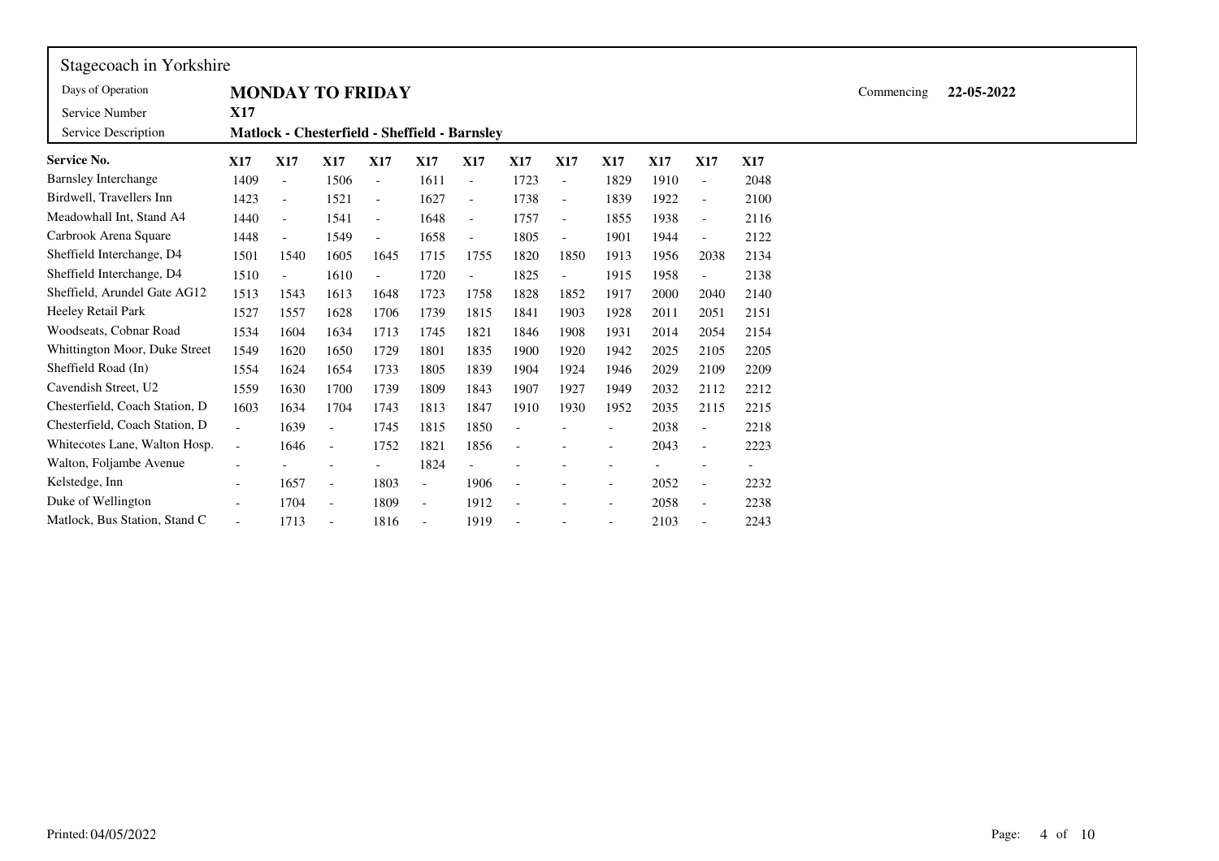Stagecoach in Yorkshire

| | | | |
|---|---|---|---|
| Days of Operation | **MONDAY TO FRIDAY** | Commencing | **22-05-2022** |
| Service Number | **X17** | | |
| Service Description | **Matlock - Chesterfield - Sheffield - Barnsley** | | |

| **Service No.** | **X17** | **X17** | **X17** | **X17** | **X17** | **X17** | **X17** | **X17** | **X17** | **X17** | **X17** | **X17** |
|---|---|---|---|---|---|---|---|---|---|---|---|---|
| Barnsley Interchange | 1409 | - | 1506 | - | 1611 | - | 1723 | - | 1829 | 1910 | - | 2048 |
| Birdwell, Travellers Inn | 1423 | - | 1521 | - | 1627 | - | 1738 | - | 1839 | 1922 | - | 2100 |
| Meadowhall Int, Stand A4 | 1440 | - | 1541 | - | 1648 | - | 1757 | - | 1855 | 1938 | - | 2116 |
| Carbrook Arena Square | 1448 | - | 1549 | - | 1658 | - | 1805 | - | 1901 | 1944 | - | 2122 |
| Sheffield Interchange, D4 | 1501 | 1540 | 1605 | 1645 | 1715 | 1755 | 1820 | 1850 | 1913 | 1956 | 2038 | 2134 |
| Sheffield Interchange, D4 | 1510 | - | 1610 | - | 1720 | - | 1825 | - | 1915 | 1958 | - | 2138 |
| Sheffield, Arundel Gate AG12 | 1513 | 1543 | 1613 | 1648 | 1723 | 1758 | 1828 | 1852 | 1917 | 2000 | 2040 | 2140 |
| Heeley Retail Park | 1527 | 1557 | 1628 | 1706 | 1739 | 1815 | 1841 | 1903 | 1928 | 2011 | 2051 | 2151 |
| Woodseats, Cobnar Road | 1534 | 1604 | 1634 | 1713 | 1745 | 1821 | 1846 | 1908 | 1931 | 2014 | 2054 | 2154 |
| Whittington Moor, Duke Street | 1549 | 1620 | 1650 | 1729 | 1801 | 1835 | 1900 | 1920 | 1942 | 2025 | 2105 | 2205 |
| Sheffield Road (In) | 1554 | 1624 | 1654 | 1733 | 1805 | 1839 | 1904 | 1924 | 1946 | 2029 | 2109 | 2209 |
| Cavendish Street, U2 | 1559 | 1630 | 1700 | 1739 | 1809 | 1843 | 1907 | 1927 | 1949 | 2032 | 2112 | 2212 |
| Chesterfield, Coach Station, D | 1603 | 1634 | 1704 | 1743 | 1813 | 1847 | 1910 | 1930 | 1952 | 2035 | 2115 | 2215 |
| Chesterfield, Coach Station, D | - | 1639 | - | 1745 | 1815 | 1850 | - | - | - | 2038 | - | 2218 |
| Whitecotes Lane, Walton Hosp. | - | 1646 | - | 1752 | 1821 | 1856 | - | - | - | 2043 | - | 2223 |
| Walton, Foljambe Avenue | - | - | - | - | 1824 | - | - | - | - | - | - | - |
| Kelstedge, Inn | - | 1657 | - | 1803 | - | 1906 | - | - | - | 2052 | - | 2232 |
| Duke of Wellington | - | 1704 | - | 1809 | - | 1912 | - | - | - | 2058 | - | 2238 |
| Matlock, Bus Station, Stand C | - | 1713 | - | 1816 | - | 1919 | - | - | - | 2103 | - | 2243 |

Printed: 04/05/2022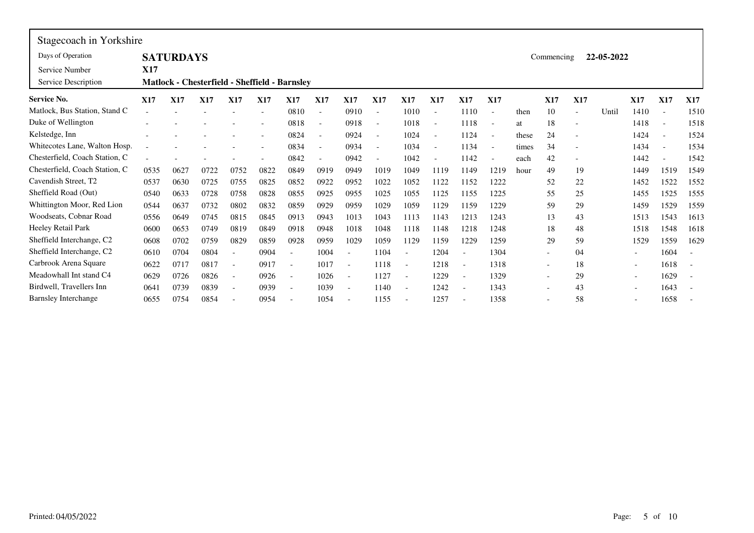## Stagecoach in Yorkshire

| | |
|---|---|
| Days of Operation | **SATURDAYS** |
| Service Number | **X17** |
| Service Description | **Matlock - Chesterfield - Sheffield - Barnsley** |

Commencing **22-05-2022**

| Service No. | X17 | X17 | X17 | X17 | X17 | X17 | X17 | X17 | X17 | X17 | X17 | X17 | X17 | | X17 | X17 | | X17 | X17 | X17 |
|---|---|---|---|---|---|---|---|---|---|---|---|---|---|---|---|---|---|---|---|---|
| Matlock, Bus Station, Stand C | - | - | - | - | - | 0810 | - | 0910 | - | 1010 | - | 1110 | - | then | 10 | - | Until | 1410 | - | 1510 |
| Duke of Wellington | - | - | - | - | - | 0818 | - | 0918 | - | 1018 | - | 1118 | - | at | 18 | - | | 1418 | - | 1518 |
| Kelstedge, Inn | - | - | - | - | - | 0824 | - | 0924 | - | 1024 | - | 1124 | - | these | 24 | - | | 1424 | - | 1524 |
| Whitecotes Lane, Walton Hosp. | - | - | - | - | - | 0834 | - | 0934 | - | 1034 | - | 1134 | - | times | 34 | - | | 1434 | - | 1534 |
| Chesterfield, Coach Station, C | - | - | - | - | - | 0842 | - | 0942 | - | 1042 | - | 1142 | - | each | 42 | - | | 1442 | - | 1542 |
| Chesterfield, Coach Station, C | 0535 | 0627 | 0722 | 0752 | 0822 | 0849 | 0919 | 0949 | 1019 | 1049 | 1119 | 1149 | 1219 | hour | 49 | 19 | | 1449 | 1519 | 1549 |
| Cavendish Street, T2 | 0537 | 0630 | 0725 | 0755 | 0825 | 0852 | 0922 | 0952 | 1022 | 1052 | 1122 | 1152 | 1222 | | 52 | 22 | | 1452 | 1522 | 1552 |
| Sheffield Road (Out) | 0540 | 0633 | 0728 | 0758 | 0828 | 0855 | 0925 | 0955 | 1025 | 1055 | 1125 | 1155 | 1225 | | 55 | 25 | | 1455 | 1525 | 1555 |
| Whittington Moor, Red Lion | 0544 | 0637 | 0732 | 0802 | 0832 | 0859 | 0929 | 0959 | 1029 | 1059 | 1129 | 1159 | 1229 | | 59 | 29 | | 1459 | 1529 | 1559 |
| Woodseats, Cobnar Road | 0556 | 0649 | 0745 | 0815 | 0845 | 0913 | 0943 | 1013 | 1043 | 1113 | 1143 | 1213 | 1243 | | 13 | 43 | | 1513 | 1543 | 1613 |
| Heeley Retail Park | 0600 | 0653 | 0749 | 0819 | 0849 | 0918 | 0948 | 1018 | 1048 | 1118 | 1148 | 1218 | 1248 | | 18 | 48 | | 1518 | 1548 | 1618 |
| Sheffield Interchange, C2 | 0608 | 0702 | 0759 | 0829 | 0859 | 0928 | 0959 | 1029 | 1059 | 1129 | 1159 | 1229 | 1259 | | 29 | 59 | | 1529 | 1559 | 1629 |
| Sheffield Interchange, C2 | 0610 | 0704 | 0804 | - | 0904 | - | 1004 | - | 1104 | - | 1204 | - | 1304 | | - | 04 | | - | 1604 | - |
| Carbrook Arena Square | 0622 | 0717 | 0817 | - | 0917 | - | 1017 | - | 1118 | - | 1218 | - | 1318 | | - | 18 | | - | 1618 | - |
| Meadowhall Int stand C4 | 0629 | 0726 | 0826 | - | 0926 | - | 1026 | - | 1127 | - | 1229 | - | 1329 | | - | 29 | | - | 1629 | - |
| Birdwell, Travellers Inn | 0641 | 0739 | 0839 | - | 0939 | - | 1039 | - | 1140 | - | 1242 | - | 1343 | | - | 43 | | - | 1643 | - |
| Barnsley Interchange | 0655 | 0754 | 0854 | - | 0954 | - | 1054 | - | 1155 | - | 1257 | - | 1358 | | - | 58 | | - | 1658 | - |

Printed: 04/05/2022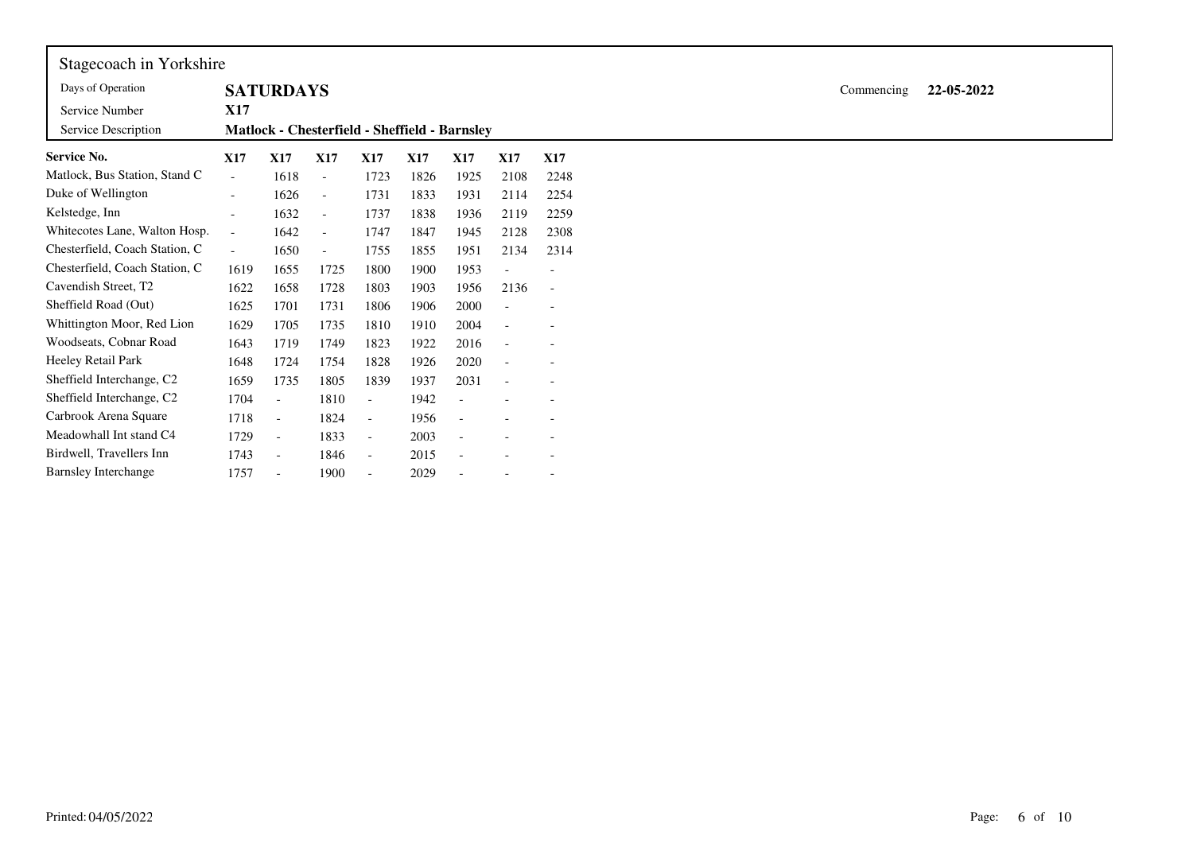Stagecoach in Yorkshire

| | | | |
|---|---|---|---|
| Days of Operation | **SATURDAYS** | Commencing | **22-05-2022** |
| Service Number | **X17** | | |
| Service Description | **Matlock - Chesterfield - Sheffield - Barnsley** | | |

| **Service No.** | **X17** | **X17** | **X17** | **X17** | **X17** | **X17** | **X17** | **X17** |
|---|---|---|---|---|---|---|---|---|
| Matlock, Bus Station, Stand C | - | 1618 | - | 1723 | 1826 | 1925 | 2108 | 2248 |
| Duke of Wellington | - | 1626 | - | 1731 | 1833 | 1931 | 2114 | 2254 |
| Kelstedge, Inn | - | 1632 | - | 1737 | 1838 | 1936 | 2119 | 2259 |
| Whitecotes Lane, Walton Hosp. | - | 1642 | - | 1747 | 1847 | 1945 | 2128 | 2308 |
| Chesterfield, Coach Station, C | - | 1650 | - | 1755 | 1855 | 1951 | 2134 | 2314 |
| Chesterfield, Coach Station, C | 1619 | 1655 | 1725 | 1800 | 1900 | 1953 | - | - |
| Cavendish Street, T2 | 1622 | 1658 | 1728 | 1803 | 1903 | 1956 | 2136 | - |
| Sheffield Road (Out) | 1625 | 1701 | 1731 | 1806 | 1906 | 2000 | - | - |
| Whittington Moor, Red Lion | 1629 | 1705 | 1735 | 1810 | 1910 | 2004 | - | - |
| Woodseats, Cobnar Road | 1643 | 1719 | 1749 | 1823 | 1922 | 2016 | - | - |
| Heeley Retail Park | 1648 | 1724 | 1754 | 1828 | 1926 | 2020 | - | - |
| Sheffield Interchange, C2 | 1659 | 1735 | 1805 | 1839 | 1937 | 2031 | - | - |
| Sheffield Interchange, C2 | 1704 | - | 1810 | - | 1942 | - | - | - |
| Carbrook Arena Square | 1718 | - | 1824 | - | 1956 | - | - | - |
| Meadowhall Int stand C4 | 1729 | - | 1833 | - | 2003 | - | - | - |
| Birdwell, Travellers Inn | 1743 | - | 1846 | - | 2015 | - | - | - |
| Barnsley Interchange | 1757 | - | 1900 | - | 2029 | - | - | - |

Printed: 04/05/2022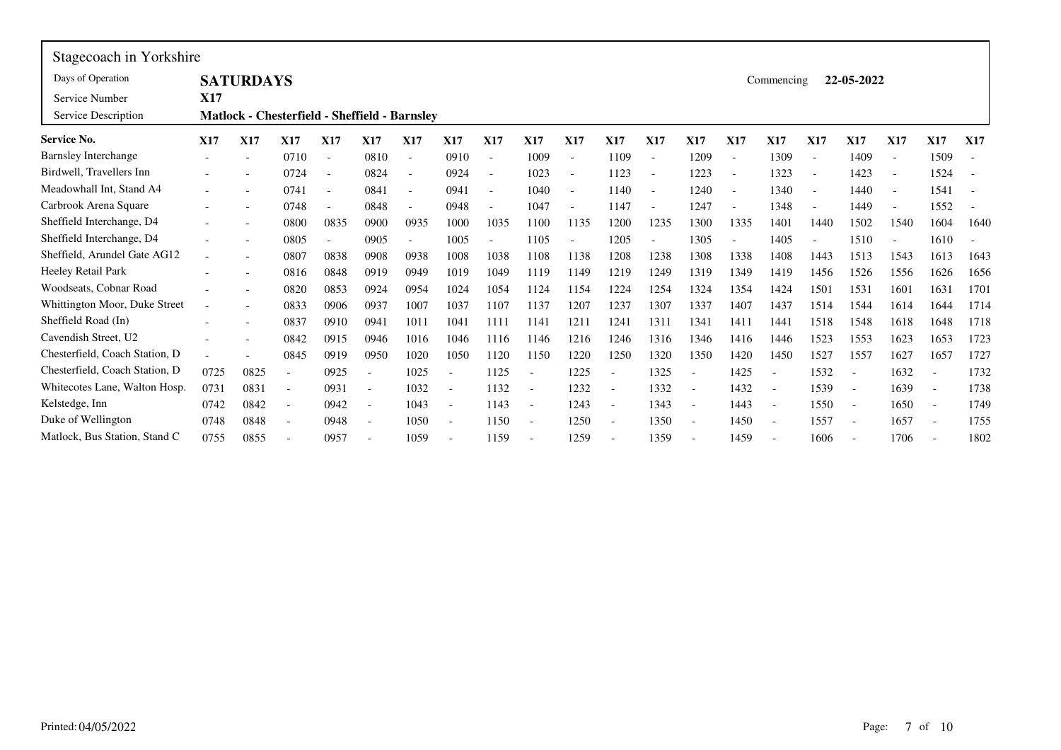| Stagecoach in Yorkshire | | |
|---|---|---|
| Days of Operation | **SATURDAYS** | Commencing **22-05-2022** |
| Service Number | **X17** | |
| Service Description | **Matlock - Chesterfield - Sheffield - Barnsley** | |

| Service No. | X17 | X17 | X17 | X17 | X17 | X17 | X17 | X17 | X17 | X17 | X17 | X17 | X17 | X17 | X17 | X17 | X17 | X17 | X17 | X17 |
|---|---|---|---|---|---|---|---|---|---|---|---|---|---|---|---|---|---|---|---|---|
| Barnsley Interchange | - | - | 0710 | - | 0810 | - | 0910 | - | 1009 | - | 1109 | - | 1209 | - | 1309 | - | 1409 | - | 1509 | - |
| Birdwell, Travellers Inn | - | - | 0724 | - | 0824 | - | 0924 | - | 1023 | - | 1123 | - | 1223 | - | 1323 | - | 1423 | - | 1524 | - |
| Meadowhall Int, Stand A4 | - | - | 0741 | - | 0841 | - | 0941 | - | 1040 | - | 1140 | - | 1240 | - | 1340 | - | 1440 | - | 1541 | - |
| Carbrook Arena Square | - | - | 0748 | - | 0848 | - | 0948 | - | 1047 | - | 1147 | - | 1247 | - | 1348 | - | 1449 | - | 1552 | - |
| Sheffield Interchange, D4 | - | - | 0800 | 0835 | 0900 | 0935 | 1000 | 1035 | 1100 | 1135 | 1200 | 1235 | 1300 | 1335 | 1401 | 1440 | 1502 | 1540 | 1604 | 1640 |
| Sheffield Interchange, D4 | - | - | 0805 | - | 0905 | - | 1005 | - | 1105 | - | 1205 | - | 1305 | - | 1405 | - | 1510 | - | 1610 | - |
| Sheffield, Arundel Gate AG12 | - | - | 0807 | 0838 | 0908 | 0938 | 1008 | 1038 | 1108 | 1138 | 1208 | 1238 | 1308 | 1338 | 1408 | 1443 | 1513 | 1543 | 1613 | 1643 |
| Heeley Retail Park | - | - | 0816 | 0848 | 0919 | 0949 | 1019 | 1049 | 1119 | 1149 | 1219 | 1249 | 1319 | 1349 | 1419 | 1456 | 1526 | 1556 | 1626 | 1656 |
| Woodseats, Cobnar Road | - | - | 0820 | 0853 | 0924 | 0954 | 1024 | 1054 | 1124 | 1154 | 1224 | 1254 | 1324 | 1354 | 1424 | 1501 | 1531 | 1601 | 1631 | 1701 |
| Whittington Moor, Duke Street | - | - | 0833 | 0906 | 0937 | 1007 | 1037 | 1107 | 1137 | 1207 | 1237 | 1307 | 1337 | 1407 | 1437 | 1514 | 1544 | 1614 | 1644 | 1714 |
| Sheffield Road (In) | - | - | 0837 | 0910 | 0941 | 1011 | 1041 | 1111 | 1141 | 1211 | 1241 | 1311 | 1341 | 1411 | 1441 | 1518 | 1548 | 1618 | 1648 | 1718 |
| Cavendish Street, U2 | - | - | 0842 | 0915 | 0946 | 1016 | 1046 | 1116 | 1146 | 1216 | 1246 | 1316 | 1346 | 1416 | 1446 | 1523 | 1553 | 1623 | 1653 | 1723 |
| Chesterfield, Coach Station, D | - | - | 0845 | 0919 | 0950 | 1020 | 1050 | 1120 | 1150 | 1220 | 1250 | 1320 | 1350 | 1420 | 1450 | 1527 | 1557 | 1627 | 1657 | 1727 |
| Chesterfield, Coach Station, D | 0725 | 0825 | - | 0925 | - | 1025 | - | 1125 | - | 1225 | - | 1325 | - | 1425 | - | 1532 | - | 1632 | - | 1732 |
| Whitecotes Lane, Walton Hosp. | 0731 | 0831 | - | 0931 | - | 1032 | - | 1132 | - | 1232 | - | 1332 | - | 1432 | - | 1539 | - | 1639 | - | 1738 |
| Kelstedge, Inn | 0742 | 0842 | - | 0942 | - | 1043 | - | 1143 | - | 1243 | - | 1343 | - | 1443 | - | 1550 | - | 1650 | - | 1749 |
| Duke of Wellington | 0748 | 0848 | - | 0948 | - | 1050 | - | 1150 | - | 1250 | - | 1350 | - | 1450 | - | 1557 | - | 1657 | - | 1755 |
| Matlock, Bus Station, Stand C | 0755 | 0855 | - | 0957 | - | 1059 | - | 1159 | - | 1259 | - | 1359 | - | 1459 | - | 1606 | - | 1706 | - | 1802 |

Printed: 04/05/2022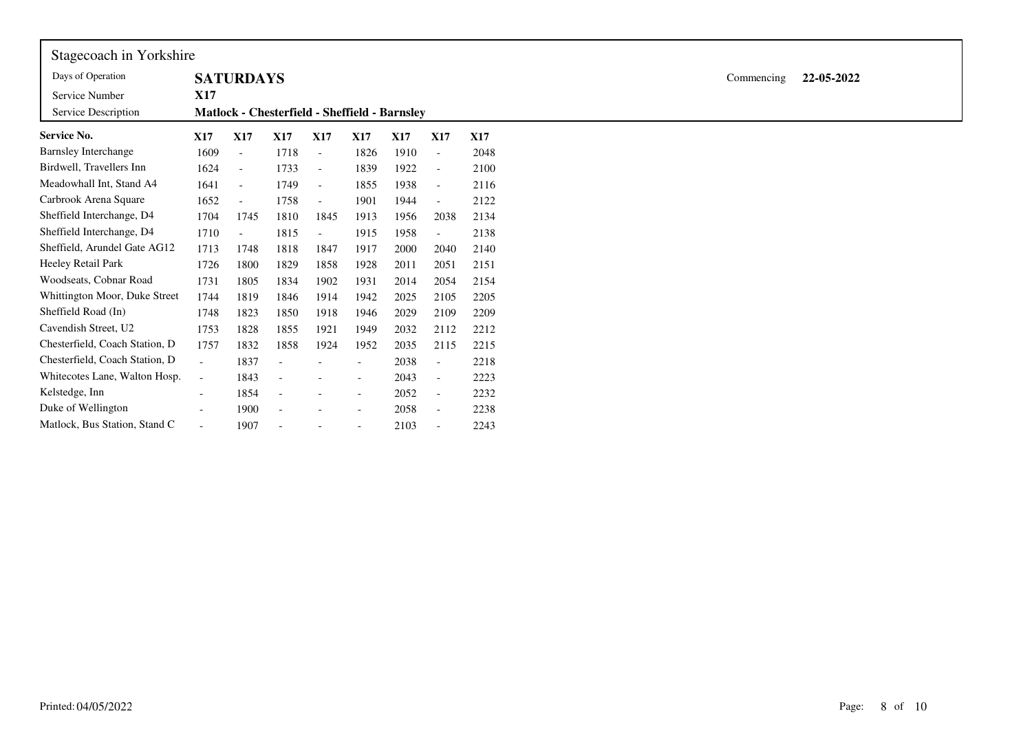Stagecoach in Yorkshire

| | | | |
|---|---|---|---|
| Days of Operation | **SATURDAYS** | Commencing | **22-05-2022** |
| Service Number | **X17** | | |
| Service Description | **Matlock - Chesterfield - Sheffield - Barnsley** | | |

| **Service No.** | **X17** | **X17** | **X17** | **X17** | **X17** | **X17** | **X17** | **X17** |
|---|---|---|---|---|---|---|---|---|
| Barnsley Interchange | 1609 | - | 1718 | - | 1826 | 1910 | - | 2048 |
| Birdwell, Travellers Inn | 1624 | - | 1733 | - | 1839 | 1922 | - | 2100 |
| Meadowhall Int, Stand A4 | 1641 | - | 1749 | - | 1855 | 1938 | - | 2116 |
| Carbrook Arena Square | 1652 | - | 1758 | - | 1901 | 1944 | - | 2122 |
| Sheffield Interchange, D4 | 1704 | 1745 | 1810 | 1845 | 1913 | 1956 | 2038 | 2134 |
| Sheffield Interchange, D4 | 1710 | - | 1815 | - | 1915 | 1958 | - | 2138 |
| Sheffield, Arundel Gate AG12 | 1713 | 1748 | 1818 | 1847 | 1917 | 2000 | 2040 | 2140 |
| Heeley Retail Park | 1726 | 1800 | 1829 | 1858 | 1928 | 2011 | 2051 | 2151 |
| Woodseats, Cobnar Road | 1731 | 1805 | 1834 | 1902 | 1931 | 2014 | 2054 | 2154 |
| Whittington Moor, Duke Street | 1744 | 1819 | 1846 | 1914 | 1942 | 2025 | 2105 | 2205 |
| Sheffield Road (In) | 1748 | 1823 | 1850 | 1918 | 1946 | 2029 | 2109 | 2209 |
| Cavendish Street, U2 | 1753 | 1828 | 1855 | 1921 | 1949 | 2032 | 2112 | 2212 |
| Chesterfield, Coach Station, D | 1757 | 1832 | 1858 | 1924 | 1952 | 2035 | 2115 | 2215 |
| Chesterfield, Coach Station, D | - | 1837 | - | - | - | 2038 | - | 2218 |
| Whitecotes Lane, Walton Hosp. | - | 1843 | - | - | - | 2043 | - | 2223 |
| Kelstedge, Inn | - | 1854 | - | - | - | 2052 | - | 2232 |
| Duke of Wellington | - | 1900 | - | - | - | 2058 | - | 2238 |
| Matlock, Bus Station, Stand C | - | 1907 | - | - | - | 2103 | - | 2243 |

Printed: 04/05/2022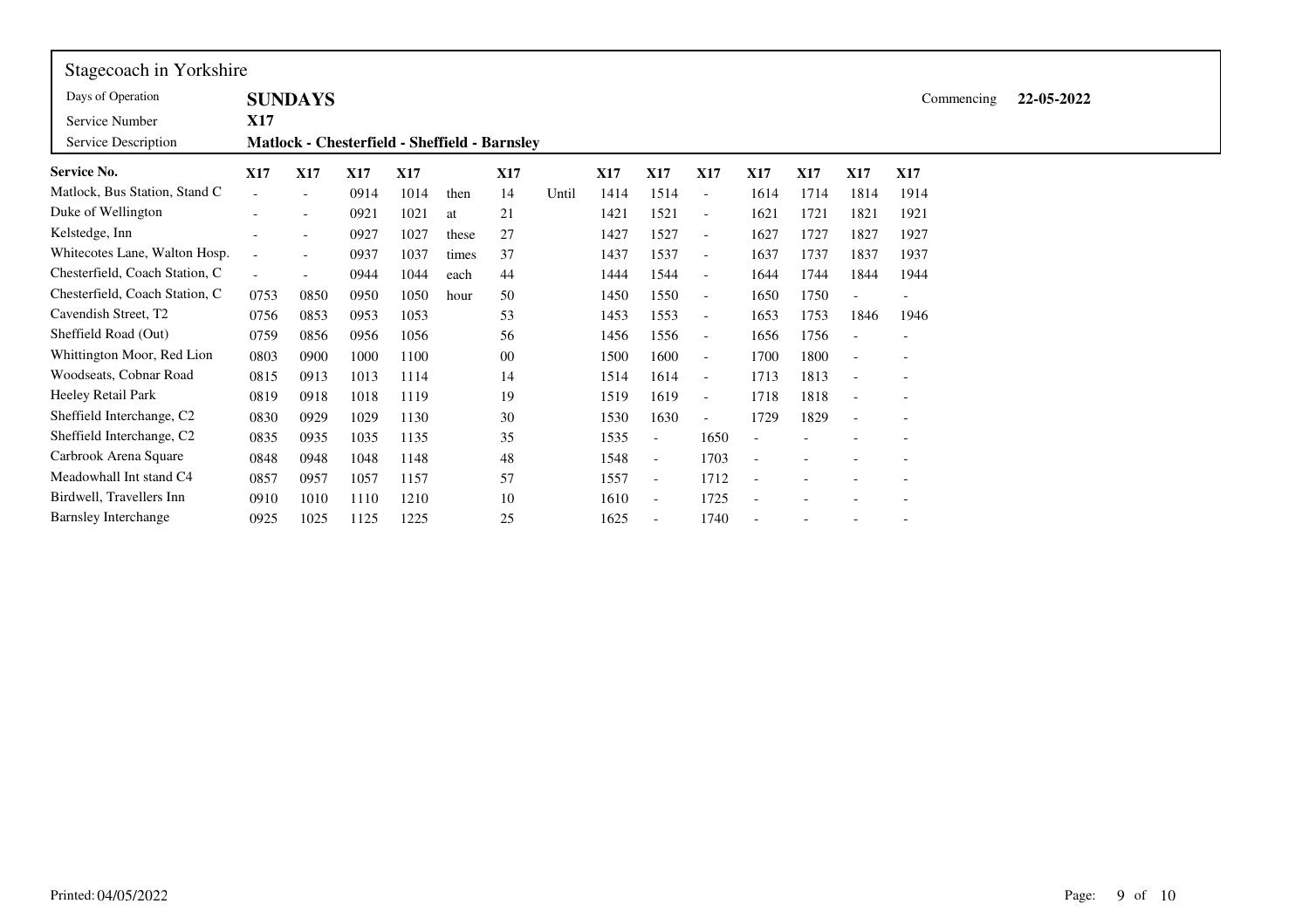Stagecoach in Yorkshire

| | | | |
|---|---|---|---|
| Days of Operation | **SUNDAYS** | Commencing | **22-05-2022** |
| Service Number | **X17** | | |
| Service Description | **Matlock - Chesterfield - Sheffield - Barnsley** | | |

| **Service No.** | **X17** | **X17** | **X17** | **X17** | | **X17** | | **X17** | **X17** | **X17** | **X17** | **X17** | **X17** | **X17** |
|---|---|---|---|---|---|---|---|---|---|---|---|---|---|---|
| Matlock, Bus Station, Stand C | - | - | 0914 | 1014 | then | 14 | Until | 1414 | 1514 | - | 1614 | 1714 | 1814 | 1914 |
| Duke of Wellington | - | - | 0921 | 1021 | at | 21 | | 1421 | 1521 | - | 1621 | 1721 | 1821 | 1921 |
| Kelstedge, Inn | - | - | 0927 | 1027 | these | 27 | | 1427 | 1527 | - | 1627 | 1727 | 1827 | 1927 |
| Whitecotes Lane, Walton Hosp. | - | - | 0937 | 1037 | times | 37 | | 1437 | 1537 | - | 1637 | 1737 | 1837 | 1937 |
| Chesterfield, Coach Station, C | - | - | 0944 | 1044 | each | 44 | | 1444 | 1544 | - | 1644 | 1744 | 1844 | 1944 |
| Chesterfield, Coach Station, C | 0753 | 0850 | 0950 | 1050 | hour | 50 | | 1450 | 1550 | - | 1650 | 1750 | - | - |
| Cavendish Street, T2 | 0756 | 0853 | 0953 | 1053 | | 53 | | 1453 | 1553 | - | 1653 | 1753 | 1846 | 1946 |
| Sheffield Road (Out) | 0759 | 0856 | 0956 | 1056 | | 56 | | 1456 | 1556 | - | 1656 | 1756 | - | - |
| Whittington Moor, Red Lion | 0803 | 0900 | 1000 | 1100 | | 00 | | 1500 | 1600 | - | 1700 | 1800 | - | - |
| Woodseats, Cobnar Road | 0815 | 0913 | 1013 | 1114 | | 14 | | 1514 | 1614 | - | 1713 | 1813 | - | - |
| Heeley Retail Park | 0819 | 0918 | 1018 | 1119 | | 19 | | 1519 | 1619 | - | 1718 | 1818 | - | - |
| Sheffield Interchange, C2 | 0830 | 0929 | 1029 | 1130 | | 30 | | 1530 | 1630 | - | 1729 | 1829 | - | - |
| Sheffield Interchange, C2 | 0835 | 0935 | 1035 | 1135 | | 35 | | 1535 | - | 1650 | - | - | - | - |
| Carbrook Arena Square | 0848 | 0948 | 1048 | 1148 | | 48 | | 1548 | - | 1703 | - | - | - | - |
| Meadowhall Int stand C4 | 0857 | 0957 | 1057 | 1157 | | 57 | | 1557 | - | 1712 | - | - | - | - |
| Birdwell, Travellers Inn | 0910 | 1010 | 1110 | 1210 | | 10 | | 1610 | - | 1725 | - | - | - | - |
| Barnsley Interchange | 0925 | 1025 | 1125 | 1225 | | 25 | | 1625 | - | 1740 | - | - | - | - |

Printed: 04/05/2022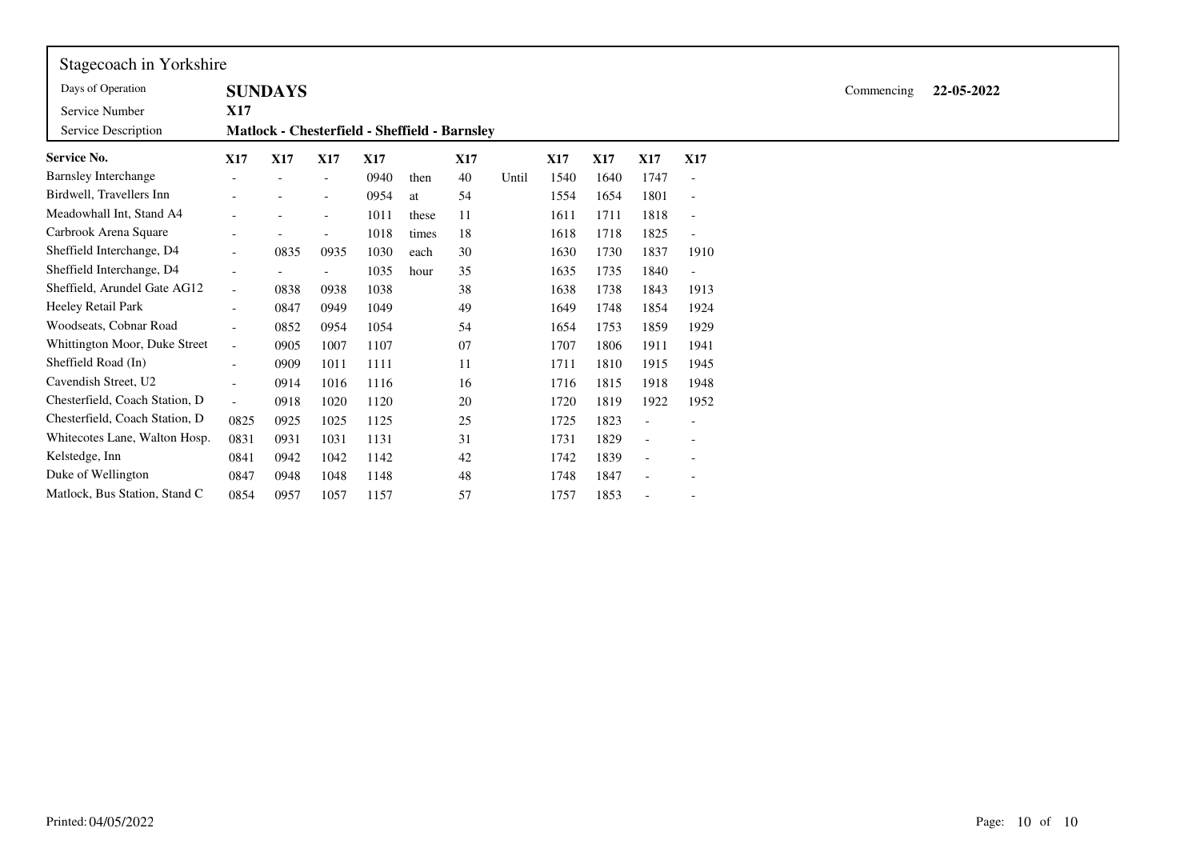Stagecoach in Yorkshire

| | | | |
|---|---|---|---|
| Days of Operation | **SUNDAYS** | Commencing | **22-05-2022** |
| Service Number | **X17** | | |
| Service Description | **Matlock - Chesterfield - Sheffield - Barnsley** | | |

| **Service No.** | **X17** | **X17** | **X17** | **X17** | | **X17** | | **X17** | **X17** | **X17** | **X17** |
|---|---|---|---|---|---|---|---|---|---|---|---|
| Barnsley Interchange | - | - | - | 0940 | then | 40 | Until | 1540 | 1640 | 1747 | - |
| Birdwell, Travellers Inn | - | - | - | 0954 | at | 54 | | 1554 | 1654 | 1801 | - |
| Meadowhall Int, Stand A4 | - | - | - | 1011 | these | 11 | | 1611 | 1711 | 1818 | - |
| Carbrook Arena Square | - | - | - | 1018 | times | 18 | | 1618 | 1718 | 1825 | - |
| Sheffield Interchange, D4 | - | 0835 | 0935 | 1030 | each | 30 | | 1630 | 1730 | 1837 | 1910 |
| Sheffield Interchange, D4 | - | - | - | 1035 | hour | 35 | | 1635 | 1735 | 1840 | - |
| Sheffield, Arundel Gate AG12 | - | 0838 | 0938 | 1038 | | 38 | | 1638 | 1738 | 1843 | 1913 |
| Heeley Retail Park | - | 0847 | 0949 | 1049 | | 49 | | 1649 | 1748 | 1854 | 1924 |
| Woodseats, Cobnar Road | - | 0852 | 0954 | 1054 | | 54 | | 1654 | 1753 | 1859 | 1929 |
| Whittington Moor, Duke Street | - | 0905 | 1007 | 1107 | | 07 | | 1707 | 1806 | 1911 | 1941 |
| Sheffield Road (In) | - | 0909 | 1011 | 1111 | | 11 | | 1711 | 1810 | 1915 | 1945 |
| Cavendish Street, U2 | - | 0914 | 1016 | 1116 | | 16 | | 1716 | 1815 | 1918 | 1948 |
| Chesterfield, Coach Station, D | - | 0918 | 1020 | 1120 | | 20 | | 1720 | 1819 | 1922 | 1952 |
| Chesterfield, Coach Station, D | 0825 | 0925 | 1025 | 1125 | | 25 | | 1725 | 1823 | - | - |
| Whitecotes Lane, Walton Hosp. | 0831 | 0931 | 1031 | 1131 | | 31 | | 1731 | 1829 | - | - |
| Kelstedge, Inn | 0841 | 0942 | 1042 | 1142 | | 42 | | 1742 | 1839 | - | - |
| Duke of Wellington | 0847 | 0948 | 1048 | 1148 | | 48 | | 1748 | 1847 | - | - |
| Matlock, Bus Station, Stand C | 0854 | 0957 | 1057 | 1157 | | 57 | | 1757 | 1853 | - | - |

Printed: 04/05/2022